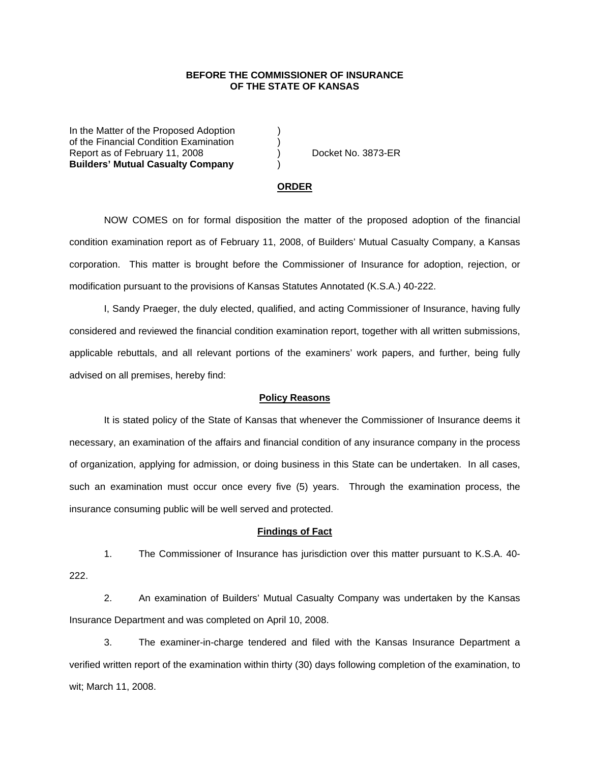**BEFORE THE COMMISSIONER OF INSURANCE**
**OF THE STATE OF KANSAS**

| | | |
|---|---|---|
| In the Matter of the Proposed Adoption | ) | |
| of the Financial Condition Examination | ) | |
| Report as of February 11, 2008 | ) | Docket No. 3873-ER |
| **Builders' Mutual Casualty Company** | ) | |

## ORDER

NOW COMES on for formal disposition the matter of the proposed adoption of the financial condition examination report as of February 11, 2008, of Builders' Mutual Casualty Company, a Kansas corporation. This matter is brought before the Commissioner of Insurance for adoption, rejection, or modification pursuant to the provisions of Kansas Statutes Annotated (K.S.A.) 40-222.

I, Sandy Praeger, the duly elected, qualified, and acting Commissioner of Insurance, having fully considered and reviewed the financial condition examination report, together with all written submissions, applicable rebuttals, and all relevant portions of the examiners' work papers, and further, being fully advised on all premises, hereby find:

### Policy Reasons

It is stated policy of the State of Kansas that whenever the Commissioner of Insurance deems it necessary, an examination of the affairs and financial condition of any insurance company in the process of organization, applying for admission, or doing business in this State can be undertaken. In all cases, such an examination must occur once every five (5) years. Through the examination process, the insurance consuming public will be well served and protected.

### Findings of Fact

1. The Commissioner of Insurance has jurisdiction over this matter pursuant to K.S.A. 40-222.

2. An examination of Builders' Mutual Casualty Company was undertaken by the Kansas Insurance Department and was completed on April 10, 2008.

3. The examiner-in-charge tendered and filed with the Kansas Insurance Department a verified written report of the examination within thirty (30) days following completion of the examination, to wit; March 11, 2008.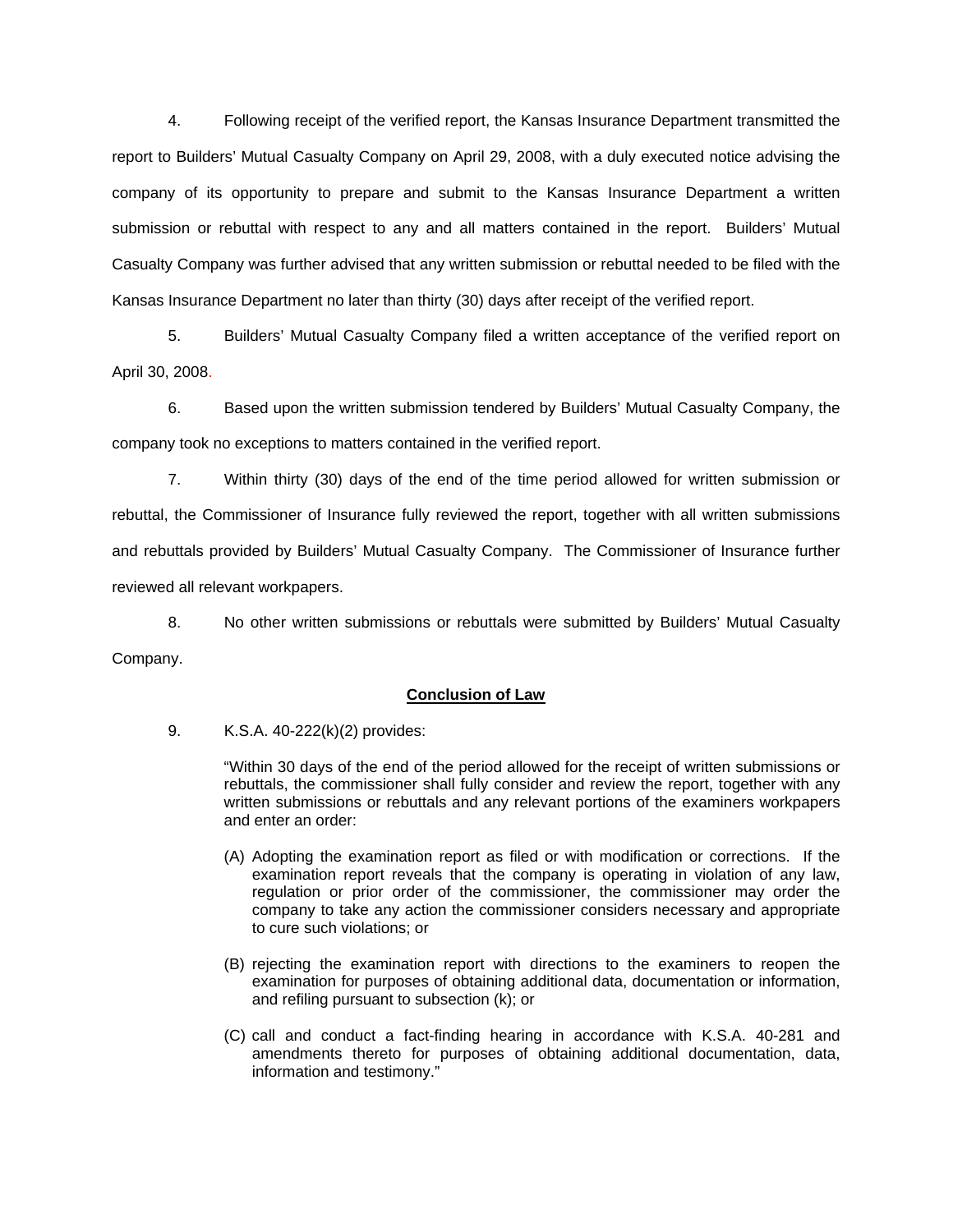4. Following receipt of the verified report, the Kansas Insurance Department transmitted the report to Builders' Mutual Casualty Company on April 29, 2008, with a duly executed notice advising the company of its opportunity to prepare and submit to the Kansas Insurance Department a written submission or rebuttal with respect to any and all matters contained in the report. Builders' Mutual Casualty Company was further advised that any written submission or rebuttal needed to be filed with the Kansas Insurance Department no later than thirty (30) days after receipt of the verified report.

5. Builders' Mutual Casualty Company filed a written acceptance of the verified report on April 30, 2008.

6. Based upon the written submission tendered by Builders' Mutual Casualty Company, the company took no exceptions to matters contained in the verified report.

7. Within thirty (30) days of the end of the time period allowed for written submission or rebuttal, the Commissioner of Insurance fully reviewed the report, together with all written submissions and rebuttals provided by Builders' Mutual Casualty Company. The Commissioner of Insurance further reviewed all relevant workpapers.

8. No other written submissions or rebuttals were submitted by Builders' Mutual Casualty Company.

**<u>Conclusion of Law</u>**

9. K.S.A. 40-222(k)(2) provides:

> "Within 30 days of the end of the period allowed for the receipt of written submissions or rebuttals, the commissioner shall fully consider and review the report, together with any written submissions or rebuttals and any relevant portions of the examiners workpapers and enter an order:
>
> (A) Adopting the examination report as filed or with modification or corrections. If the examination report reveals that the company is operating in violation of any law, regulation or prior order of the commissioner, the commissioner may order the company to take any action the commissioner considers necessary and appropriate to cure such violations; or
>
> (B) rejecting the examination report with directions to the examiners to reopen the examination for purposes of obtaining additional data, documentation or information, and refiling pursuant to subsection (k); or
>
> (C) call and conduct a fact-finding hearing in accordance with K.S.A. 40-281 and amendments thereto for purposes of obtaining additional documentation, data, information and testimony."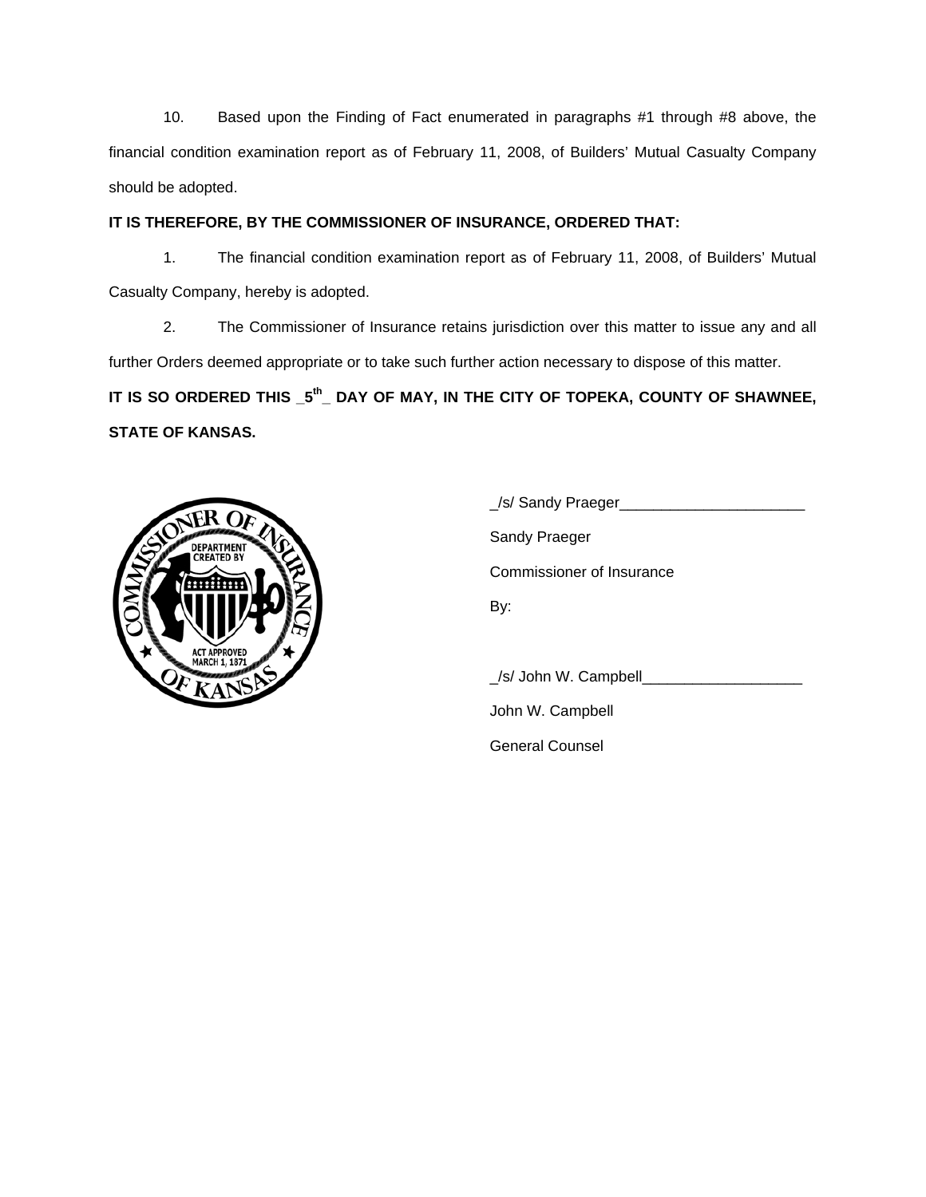10. Based upon the Finding of Fact enumerated in paragraphs #1 through #8 above, the financial condition examination report as of February 11, 2008, of Builders' Mutual Casualty Company should be adopted.

**IT IS THEREFORE, BY THE COMMISSIONER OF INSURANCE, ORDERED THAT:**

1. The financial condition examination report as of February 11, 2008, of Builders' Mutual Casualty Company, hereby is adopted.

2. The Commissioner of Insurance retains jurisdiction over this matter to issue any and all further Orders deemed appropriate or to take such further action necessary to dispose of this matter.

**IT IS SO ORDERED THIS _5th_ DAY OF MAY, IN THE CITY OF TOPEKA, COUNTY OF SHAWNEE, STATE OF KANSAS.**

_/s/ Sandy Praeger______________________

Sandy Praeger

Commissioner of Insurance

By:

_/s/ John W. Campbell___________________

John W. Campbell

General Counsel